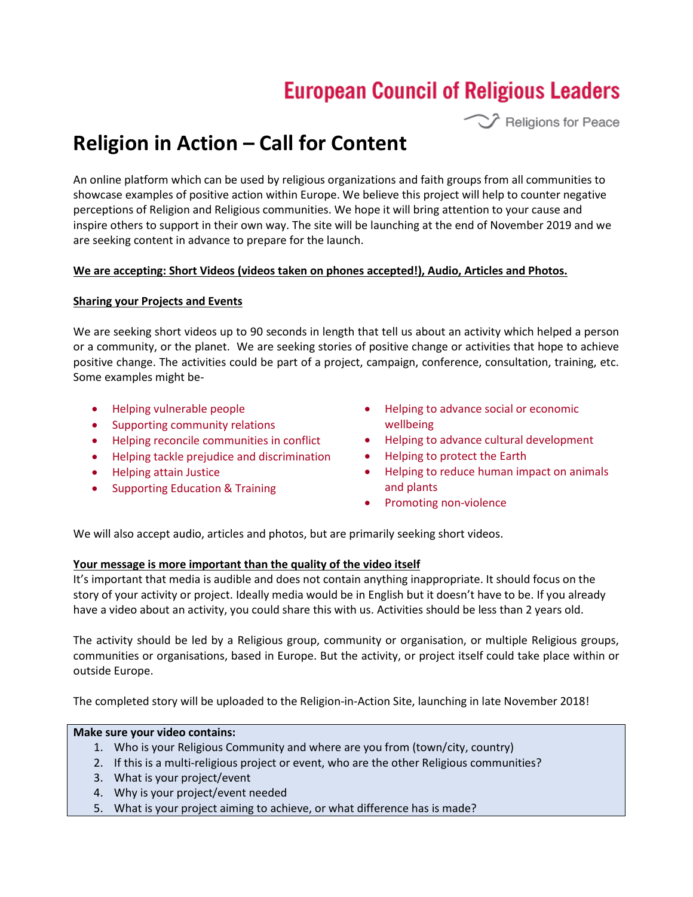European Council of Religious Leaders

Religions for Peace

# Religion in Action – Call for Content

An online platform which can be used by religious organizations and faith groups from all communities to showcase examples of positive action within Europe. We believe this project will help to counter negative perceptions of Religion and Religious communities. We hope it will bring attention to your cause and inspire others to support in their own way. The site will be launching at the end of November 2019 and we are seeking content in advance to prepare for the launch.

**We are accepting: Short Videos (videos taken on phones accepted!), Audio, Articles and Photos.**

**Sharing your Projects and Events**

We are seeking short videos up to 90 seconds in length that tell us about an activity which helped a person or a community, or the planet. We are seeking stories of positive change or activities that hope to achieve positive change. The activities could be part of a project, campaign, conference, consultation, training, etc. Some examples might be-

- Helping vulnerable people
- Supporting community relations
- Helping reconcile communities in conflict
- Helping tackle prejudice and discrimination
- Helping attain Justice
- Supporting Education & Training
- Helping to advance social or economic wellbeing
- Helping to advance cultural development
- Helping to protect the Earth
- Helping to reduce human impact on animals and plants
- Promoting non-violence

We will also accept audio, articles and photos, but are primarily seeking short videos.

**Your message is more important than the quality of the video itself**

It's important that media is audible and does not contain anything inappropriate. It should focus on the story of your activity or project. Ideally media would be in English but it doesn't have to be. If you already have a video about an activity, you could share this with us. Activities should be less than 2 years old.

The activity should be led by a Religious group, community or organisation, or multiple Religious groups, communities or organisations, based in Europe. But the activity, or project itself could take place within or outside Europe.

The completed story will be uploaded to the Religion-in-Action Site, launching in late November 2018!

**Make sure your video contains:**

1. Who is your Religious Community and where are you from (town/city, country)
2. If this is a multi-religious project or event, who are the other Religious communities?
3. What is your project/event
4. Why is your project/event needed
5. What is your project aiming to achieve, or what difference has is made?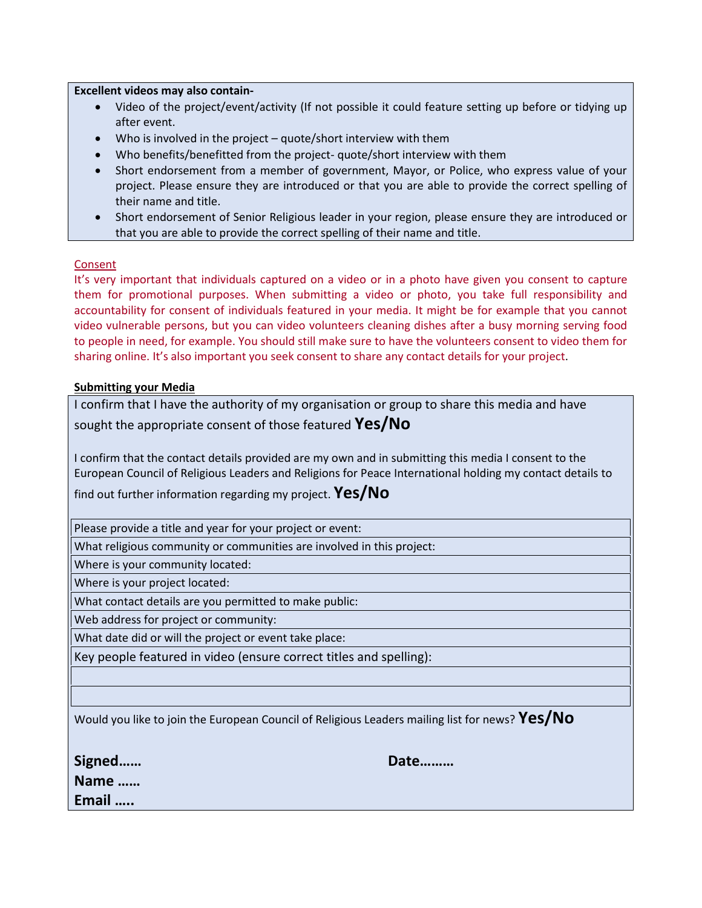**Excellent videos may also contain-**

- Video of the project/event/activity (If not possible it could feature setting up before or tidying up after event.
- Who is involved in the project – quote/short interview with them
- Who benefits/benefitted from the project- quote/short interview with them
- Short endorsement from a member of government, Mayor, or Police, who express value of your project. Please ensure they are introduced or that you are able to provide the correct spelling of their name and title.
- Short endorsement of Senior Religious leader in your region, please ensure they are introduced or that you are able to provide the correct spelling of their name and title.

Consent

It's very important that individuals captured on a video or in a photo have given you consent to capture them for promotional purposes. When submitting a video or photo, you take full responsibility and accountability for consent of individuals featured in your media. It might be for example that you cannot video vulnerable persons, but you can video volunteers cleaning dishes after a busy morning serving food to people in need, for example. You should still make sure to have the volunteers consent to video them for sharing online. It's also important you seek consent to share any contact details for your project.

**Submitting your Media**

I confirm that I have the authority of my organisation or group to share this media and have sought the appropriate consent of those featured **Yes/No**

I confirm that the contact details provided are my own and in submitting this media I consent to the European Council of Religious Leaders and Religions for Peace International holding my contact details to find out further information regarding my project. **Yes/No**

| |
|---|
| Please provide a title and year for your project or event: |
| What religious community or communities are involved in this project: |
| Where is your community located: |
| Where is your project located: |
| What contact details are you permitted to make public: |
| Web address for project or community: |
| What date did or will the project or event take place: |
| Key people featured in video (ensure correct titles and spelling): |
| |
| |

Would you like to join the European Council of Religious Leaders mailing list for news? **Yes/No**

**Signed……** **Date………**

**Name ……**

**Email …..**